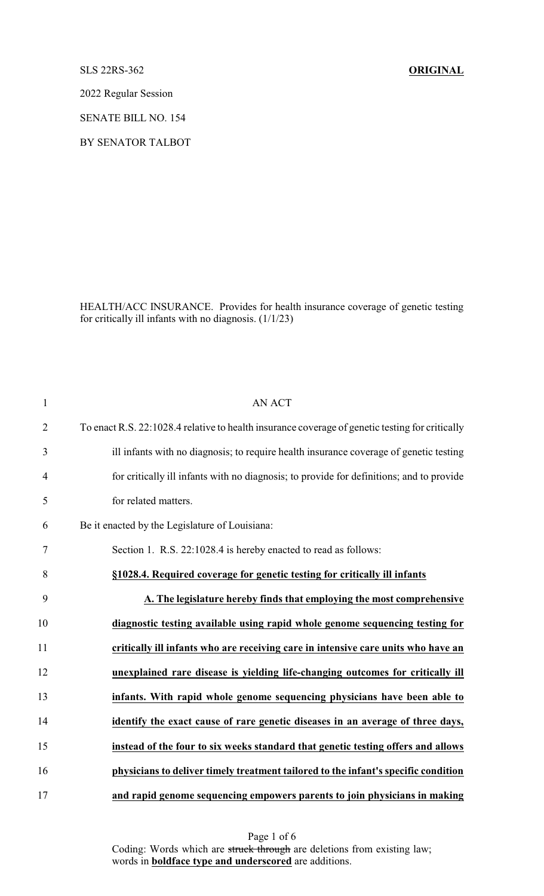SLS 22RS-362 **ORIGINAL**

2022 Regular Session

SENATE BILL NO. 154

BY SENATOR TALBOT

HEALTH/ACC INSURANCE. Provides for health insurance coverage of genetic testing for critically ill infants with no diagnosis. (1/1/23)

AN ACT

To enact R.S. 22:1028.4 relative to health insurance coverage of genetic testing for critically ill infants with no diagnosis; to require health insurance coverage of genetic testing for critically ill infants with no diagnosis; to provide for definitions; and to provide for related matters.

Be it enacted by the Legislature of Louisiana:

Section 1. R.S. 22:1028.4 is hereby enacted to read as follows:

**<u>§1028.4. Required coverage for genetic testing for critically ill infants</u>**

**<u>A. The legislature hereby finds that employing the most comprehensive diagnostic testing available using rapid whole genome sequencing testing for critically ill infants who are receiving care in intensive care units who have an unexplained rare disease is yielding life-changing outcomes for critically ill infants. With rapid whole genome sequencing physicians have been able to identify the exact cause of rare genetic diseases in an average of three days, instead of the four to six weeks standard that genetic testing offers and allows physicians to deliver timely treatment tailored to the infant's specific condition and rapid genome sequencing empowers parents to join physicians in making</u>**

Coding: Words which are ~~struck through~~ are deletions from existing law; words in **<u>boldface type and underscored</u>** are additions.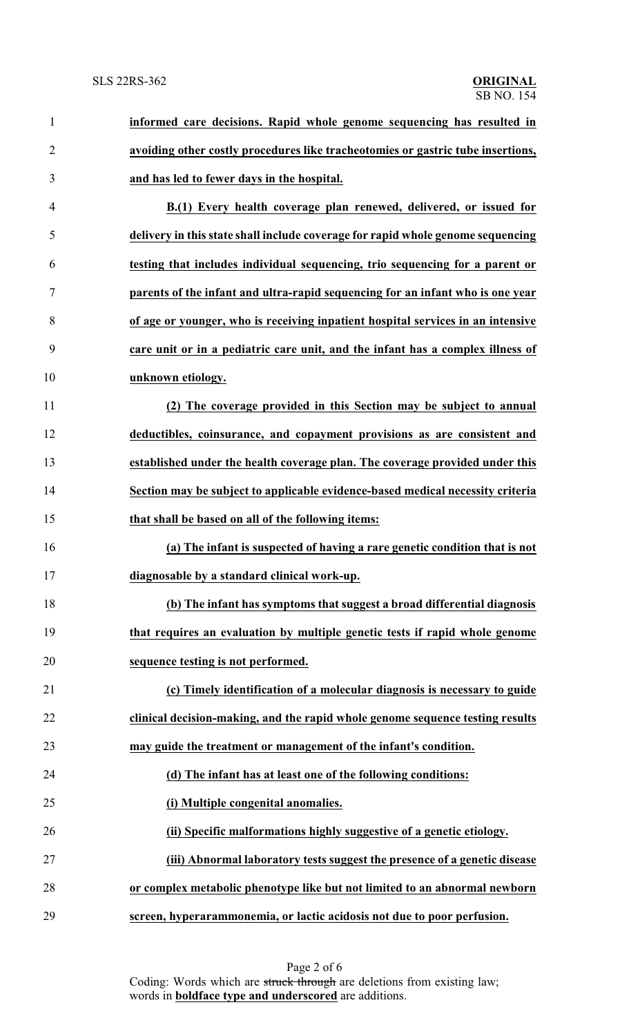**informed care decisions. Rapid whole genome sequencing has resulted in avoiding other costly procedures like tracheotomies or gastric tube insertions, and has led to fewer days in the hospital.**

**B.(1) Every health coverage plan renewed, delivered, or issued for delivery in this state shall include coverage for rapid whole genome sequencing testing that includes individual sequencing, trio sequencing for a parent or parents of the infant and ultra-rapid sequencing for an infant who is one year of age or younger, who is receiving inpatient hospital services in an intensive care unit or in a pediatric care unit, and the infant has a complex illness of unknown etiology.**

**(2) The coverage provided in this Section may be subject to annual deductibles, coinsurance, and copayment provisions as are consistent and established under the health coverage plan. The coverage provided under this Section may be subject to applicable evidence-based medical necessity criteria that shall be based on all of the following items:**

**(a) The infant is suspected of having a rare genetic condition that is not diagnosable by a standard clinical work-up.**

**(b) The infant has symptoms that suggest a broad differential diagnosis that requires an evaluation by multiple genetic tests if rapid whole genome sequence testing is not performed.**

**(c) Timely identification of a molecular diagnosis is necessary to guide clinical decision-making, and the rapid whole genome sequence testing results may guide the treatment or management of the infant's condition.**

**(d) The infant has at least one of the following conditions:**

**(i) Multiple congenital anomalies.**

**(ii) Specific malformations highly suggestive of a genetic etiology.**

**(iii) Abnormal laboratory tests suggest the presence of a genetic disease or complex metabolic phenotype like but not limited to an abnormal newborn screen, hyperarammonemia, or lactic acidosis not due to poor perfusion.**

Coding: Words which are ~~struck through~~ are deletions from existing law; words in **boldface type and underscored** are additions.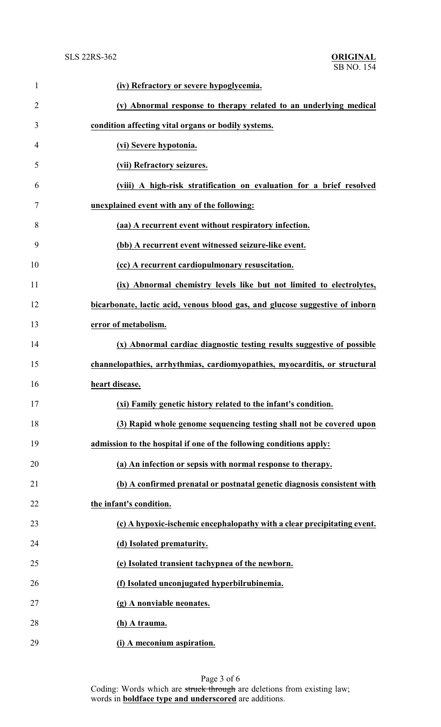**(iv) Refractory or severe hypoglycemia.**

**(v) Abnormal response to therapy related to an underlying medical condition affecting vital organs or bodily systems.**

**(vi) Severe hypotonia.**

**(vii) Refractory seizures.**

**(viii) A high-risk stratification on evaluation for a brief resolved unexplained event with any of the following:**

**(aa) A recurrent event without respiratory infection.**

**(bb) A recurrent event witnessed seizure-like event.**

**(cc) A recurrent cardiopulmonary resuscitation.**

**(ix) Abnormal chemistry levels like but not limited to electrolytes, bicarbonate, lactic acid, venous blood gas, and glucose suggestive of inborn error of metabolism.**

**(x) Abnormal cardiac diagnostic testing results suggestive of possible channelopathies, arrhythmias, cardiomyopathies, myocarditis, or structural heart disease.**

**(xi) Family genetic history related to the infant's condition.**

**(3) Rapid whole genome sequencing testing shall not be covered upon admission to the hospital if one of the following conditions apply:**

**(a) An infection or sepsis with normal response to therapy.**

**(b) A confirmed prenatal or postnatal genetic diagnosis consistent with the infant's condition.**

**(c) A hypoxic-ischemic encephalopathy with a clear precipitating event.**

**(d) Isolated prematurity.**

**(e) Isolated transient tachypnea of the newborn.**

**(f) Isolated unconjugated hyperbilrubinemia.**

**(g) A nonviable neonates.**

**(h) A trauma.**

**(i) A meconium aspiration.**

Coding: Words which are ~~struck through~~ are deletions from existing law; words in **boldface type and underscored** are additions.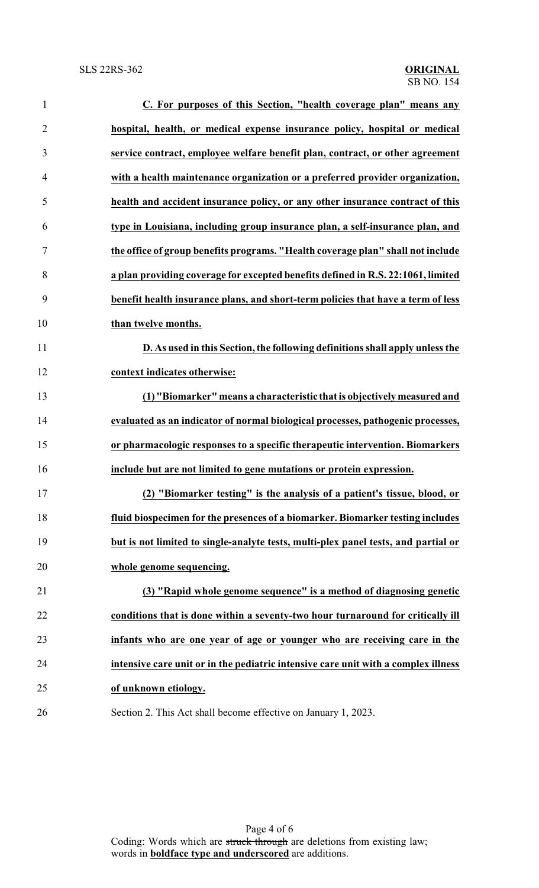**C. For purposes of this Section, "health coverage plan" means any hospital, health, or medical expense insurance policy, hospital or medical service contract, employee welfare benefit plan, contract, or other agreement with a health maintenance organization or a preferred provider organization, health and accident insurance policy, or any other insurance contract of this type in Louisiana, including group insurance plan, a self-insurance plan, and the office of group benefits programs. "Health coverage plan" shall not include a plan providing coverage for excepted benefits defined in R.S. 22:1061, limited benefit health insurance plans, and short-term policies that have a term of less than twelve months.**

**D. As used in this Section, the following definitions shall apply unless the context indicates otherwise:**

**(1) "Biomarker" means a characteristic that is objectively measured and evaluated as an indicator of normal biological processes, pathogenic processes, or pharmacologic responses to a specific therapeutic intervention. Biomarkers include but are not limited to gene mutations or protein expression.**

**(2) "Biomarker testing" is the analysis of a patient's tissue, blood, or fluid biospecimen for the presences of a biomarker. Biomarker testing includes but is not limited to single-analyte tests, multi-plex panel tests, and partial or whole genome sequencing.**

**(3) "Rapid whole genome sequence" is a method of diagnosing genetic conditions that is done within a seventy-two hour turnaround for critically ill infants who are one year of age or younger who are receiving care in the intensive care unit or in the pediatric intensive care unit with a complex illness of unknown etiology.**

Section 2. This Act shall become effective on January 1, 2023.

Coding: Words which are ~~struck through~~ are deletions from existing law; words in **boldface type and underscored** are additions.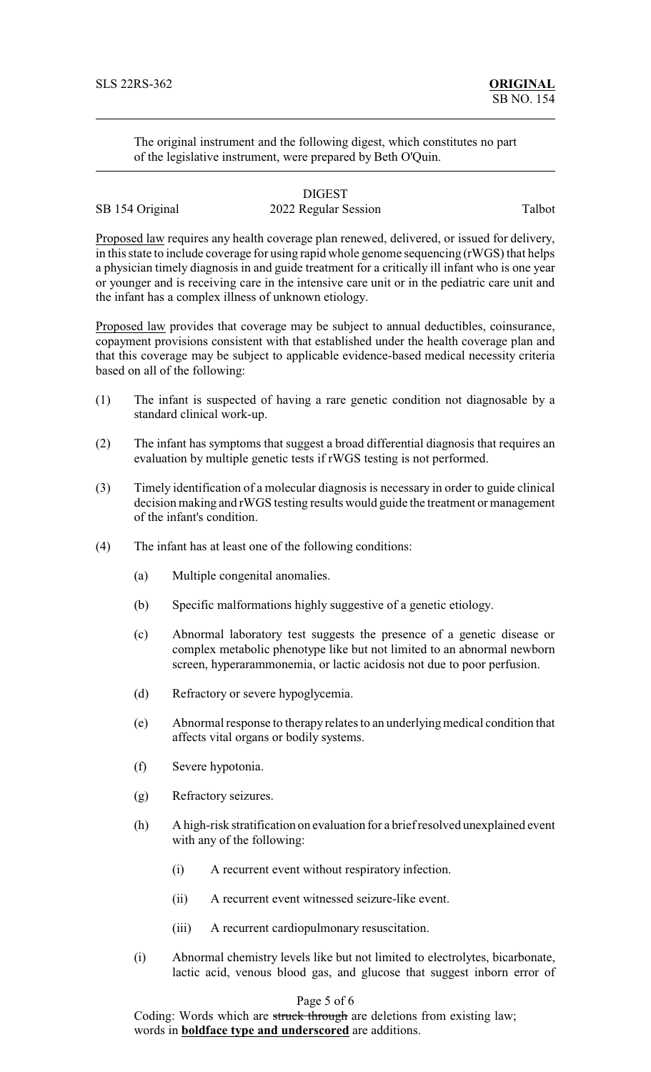The original instrument and the following digest, which constitutes no part of the legislative instrument, were prepared by Beth O'Quin.

DIGEST

SB 154 Original 2022 Regular Session Talbot

Proposed law requires any health coverage plan renewed, delivered, or issued for delivery, in this state to include coverage for using rapid whole genome sequencing (rWGS) that helps a physician timely diagnosis in and guide treatment for a critically ill infant who is one year or younger and is receiving care in the intensive care unit or in the pediatric care unit and the infant has a complex illness of unknown etiology.

Proposed law provides that coverage may be subject to annual deductibles, coinsurance, copayment provisions consistent with that established under the health coverage plan and that this coverage may be subject to applicable evidence-based medical necessity criteria based on all of the following:

(1) The infant is suspected of having a rare genetic condition not diagnosable by a standard clinical work-up.

(2) The infant has symptoms that suggest a broad differential diagnosis that requires an evaluation by multiple genetic tests if rWGS testing is not performed.

(3) Timely identification of a molecular diagnosis is necessary in order to guide clinical decision making and rWGS testing results would guide the treatment or management of the infant's condition.

(4) The infant has at least one of the following conditions:

 (a) Multiple congenital anomalies.

 (b) Specific malformations highly suggestive of a genetic etiology.

 (c) Abnormal laboratory test suggests the presence of a genetic disease or complex metabolic phenotype like but not limited to an abnormal newborn screen, hyperarammonemia, or lactic acidosis not due to poor perfusion.

 (d) Refractory or severe hypoglycemia.

 (e) Abnormal response to therapy relates to an underlying medical condition that affects vital organs or bodily systems.

 (f) Severe hypotonia.

 (g) Refractory seizures.

 (h) A high-risk stratification on evaluation for a brief resolved unexplained event with any of the following:

  (i) A recurrent event without respiratory infection.

  (ii) A recurrent event witnessed seizure-like event.

  (iii) A recurrent cardiopulmonary resuscitation.

 (i) Abnormal chemistry levels like but not limited to electrolytes, bicarbonate, lactic acid, venous blood gas, and glucose that suggest inborn error of

Coding: Words which are ~~struck through~~ are deletions from existing law; words in **__boldface type and underscored__** are additions.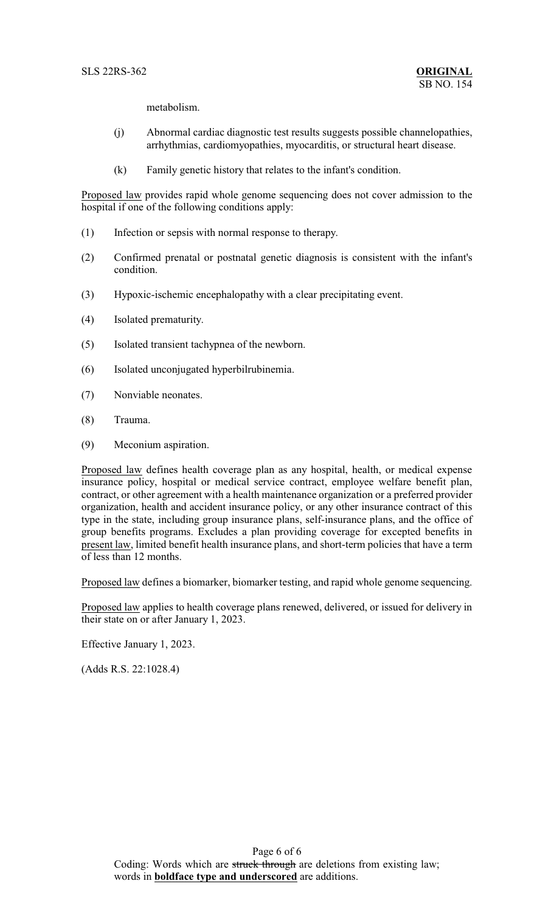metabolism.

(j) Abnormal cardiac diagnostic test results suggests possible channelopathies, arrhythmias, cardiomyopathies, myocarditis, or structural heart disease.

(k) Family genetic history that relates to the infant's condition.

Proposed law provides rapid whole genome sequencing does not cover admission to the hospital if one of the following conditions apply:

(1) Infection or sepsis with normal response to therapy.

(2) Confirmed prenatal or postnatal genetic diagnosis is consistent with the infant's condition.

(3) Hypoxic-ischemic encephalopathy with a clear precipitating event.

(4) Isolated prematurity.

(5) Isolated transient tachypnea of the newborn.

(6) Isolated unconjugated hyperbilrubinemia.

(7) Nonviable neonates.

(8) Trauma.

(9) Meconium aspiration.

Proposed law defines health coverage plan as any hospital, health, or medical expense insurance policy, hospital or medical service contract, employee welfare benefit plan, contract, or other agreement with a health maintenance organization or a preferred provider organization, health and accident insurance policy, or any other insurance contract of this type in the state, including group insurance plans, self-insurance plans, and the office of group benefits programs. Excludes a plan providing coverage for excepted benefits in present law, limited benefit health insurance plans, and short-term policies that have a term of less than 12 months.

Proposed law defines a biomarker, biomarker testing, and rapid whole genome sequencing.

Proposed law applies to health coverage plans renewed, delivered, or issued for delivery in their state on or after January 1, 2023.

Effective January 1, 2023.

(Adds R.S. 22:1028.4)

Coding: Words which are ~~struck through~~ are deletions from existing law; words in **boldface type and underscored** are additions.